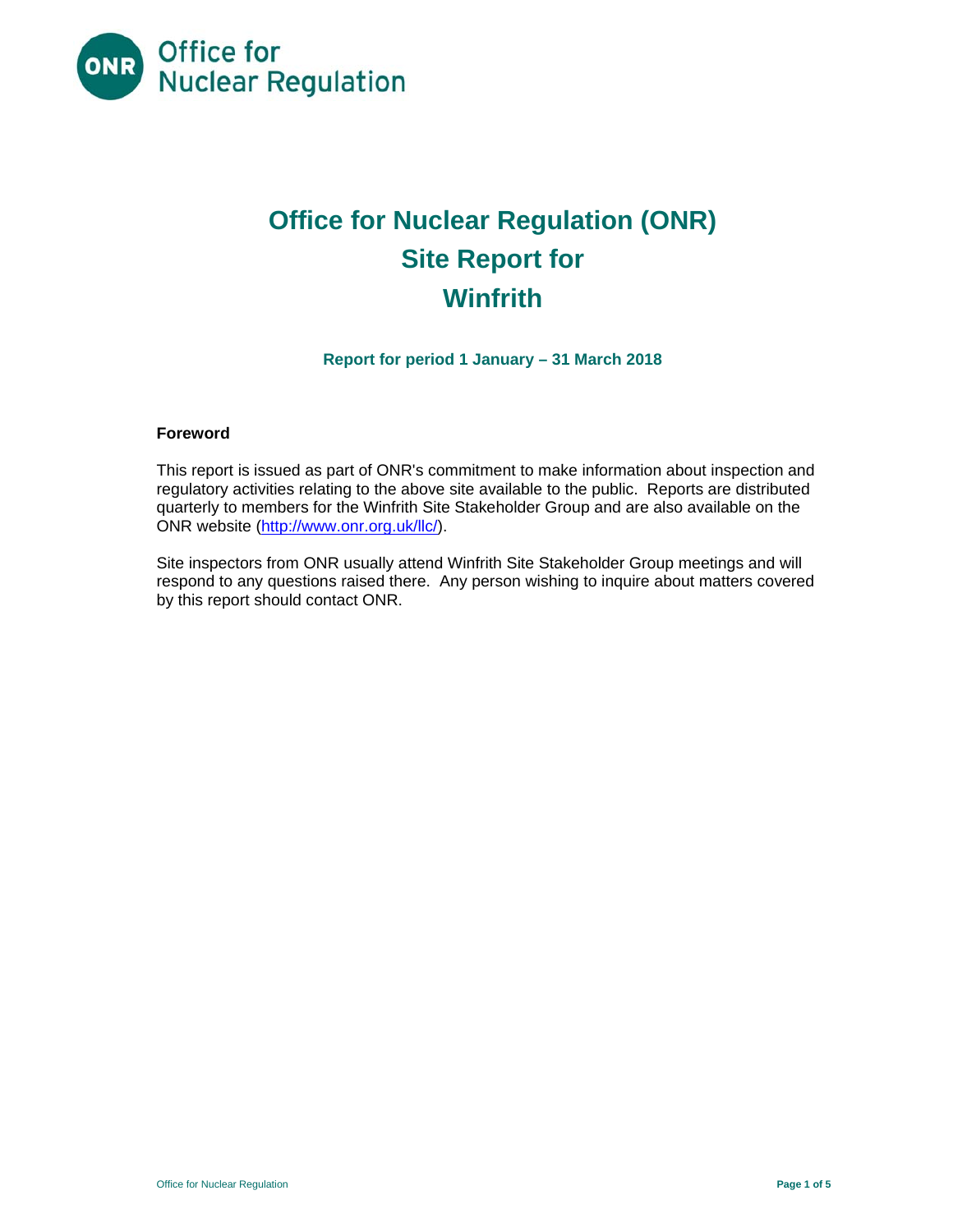Office for Nuclear Regulation

# Office for Nuclear Regulation (ONR) Site Report for Winfrith

### Report for period 1 January – 31 March 2018

**Foreword**

This report is issued as part of ONR's commitment to make information about inspection and regulatory activities relating to the above site available to the public. Reports are distributed quarterly to members for the Winfrith Site Stakeholder Group and are also available on the ONR website (http://www.onr.org.uk/llc/).

Site inspectors from ONR usually attend Winfrith Site Stakeholder Group meetings and will respond to any questions raised there. Any person wishing to inquire about matters covered by this report should contact ONR.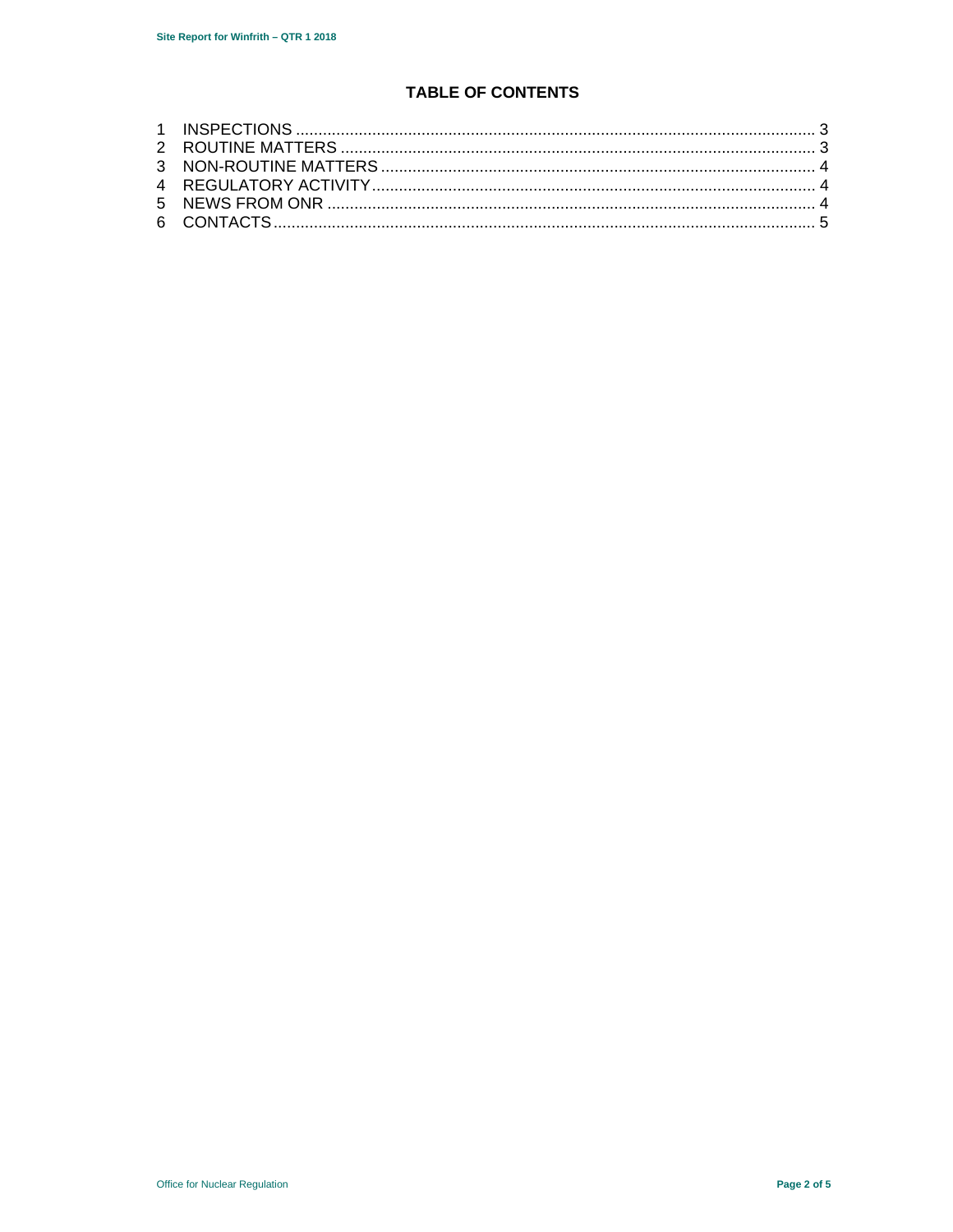# TABLE OF CONTENTS

1 INSPECTIONS ............................................................ 3
2 ROUTINE MATTERS ...................................................... 3
3 NON-ROUTINE MATTERS ............................................... 4
4 REGULATORY ACTIVITY ............................................... 4
5 NEWS FROM ONR ........................................................ 4
6 CONTACTS ................................................................ 5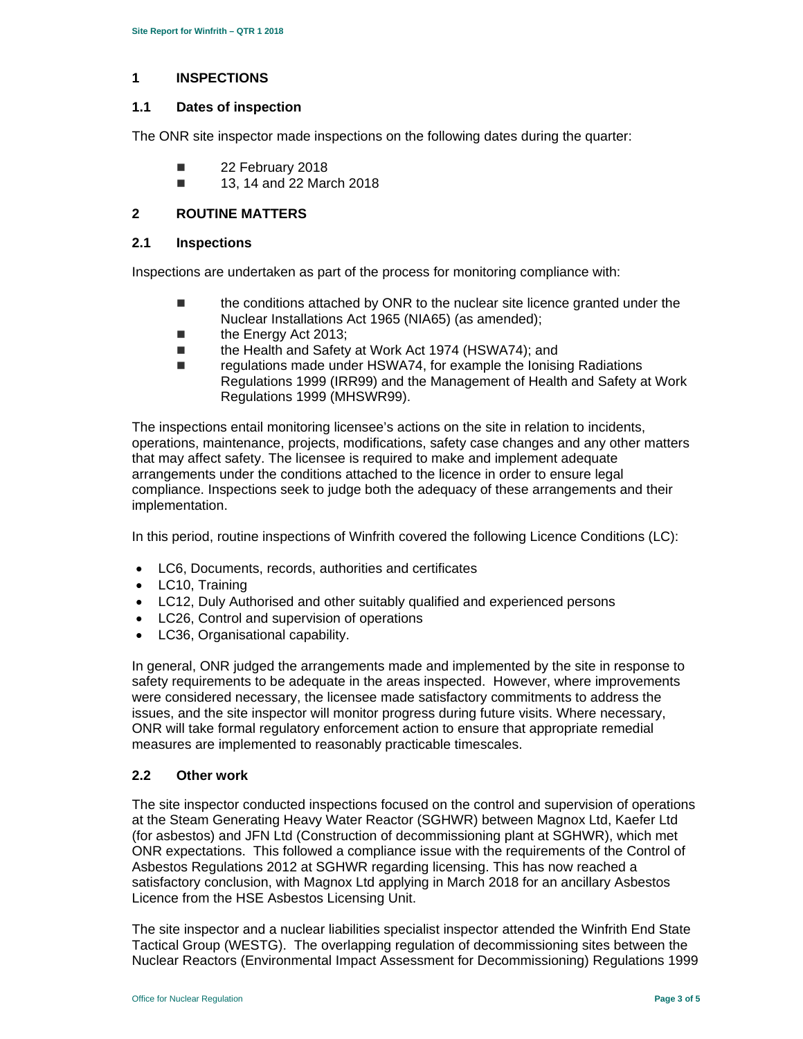# 1 INSPECTIONS

## 1.1 Dates of inspection

The ONR site inspector made inspections on the following dates during the quarter:

- 22 February 2018
- 13, 14 and 22 March 2018

# 2 ROUTINE MATTERS

## 2.1 Inspections

Inspections are undertaken as part of the process for monitoring compliance with:

- the conditions attached by ONR to the nuclear site licence granted under the Nuclear Installations Act 1965 (NIA65) (as amended);
- the Energy Act 2013;
- the Health and Safety at Work Act 1974 (HSWA74); and
- regulations made under HSWA74, for example the Ionising Radiations Regulations 1999 (IRR99) and the Management of Health and Safety at Work Regulations 1999 (MHSWR99).

The inspections entail monitoring licensee's actions on the site in relation to incidents, operations, maintenance, projects, modifications, safety case changes and any other matters that may affect safety. The licensee is required to make and implement adequate arrangements under the conditions attached to the licence in order to ensure legal compliance. Inspections seek to judge both the adequacy of these arrangements and their implementation.

In this period, routine inspections of Winfrith covered the following Licence Conditions (LC):

- LC6, Documents, records, authorities and certificates
- LC10, Training
- LC12, Duly Authorised and other suitably qualified and experienced persons
- LC26, Control and supervision of operations
- LC36, Organisational capability.

In general, ONR judged the arrangements made and implemented by the site in response to safety requirements to be adequate in the areas inspected. However, where improvements were considered necessary, the licensee made satisfactory commitments to address the issues, and the site inspector will monitor progress during future visits. Where necessary, ONR will take formal regulatory enforcement action to ensure that appropriate remedial measures are implemented to reasonably practicable timescales.

## 2.2 Other work

The site inspector conducted inspections focused on the control and supervision of operations at the Steam Generating Heavy Water Reactor (SGHWR) between Magnox Ltd, Kaefer Ltd (for asbestos) and JFN Ltd (Construction of decommissioning plant at SGHWR), which met ONR expectations. This followed a compliance issue with the requirements of the Control of Asbestos Regulations 2012 at SGHWR regarding licensing. This has now reached a satisfactory conclusion, with Magnox Ltd applying in March 2018 for an ancillary Asbestos Licence from the HSE Asbestos Licensing Unit.

The site inspector and a nuclear liabilities specialist inspector attended the Winfrith End State Tactical Group (WESTG). The overlapping regulation of decommissioning sites between the Nuclear Reactors (Environmental Impact Assessment for Decommissioning) Regulations 1999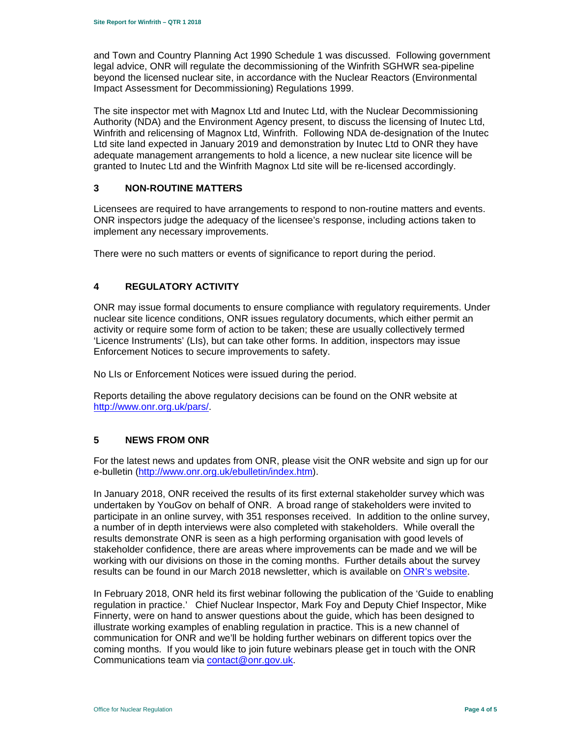and Town and Country Planning Act 1990 Schedule 1 was discussed. Following government legal advice, ONR will regulate the decommissioning of the Winfrith SGHWR sea-pipeline beyond the licensed nuclear site, in accordance with the Nuclear Reactors (Environmental Impact Assessment for Decommissioning) Regulations 1999.

The site inspector met with Magnox Ltd and Inutec Ltd, with the Nuclear Decommissioning Authority (NDA) and the Environment Agency present, to discuss the licensing of Inutec Ltd, Winfrith and relicensing of Magnox Ltd, Winfrith. Following NDA de-designation of the Inutec Ltd site land expected in January 2019 and demonstration by Inutec Ltd to ONR they have adequate management arrangements to hold a licence, a new nuclear site licence will be granted to Inutec Ltd and the Winfrith Magnox Ltd site will be re-licensed accordingly.

## 3 NON-ROUTINE MATTERS

Licensees are required to have arrangements to respond to non-routine matters and events. ONR inspectors judge the adequacy of the licensee's response, including actions taken to implement any necessary improvements.

There were no such matters or events of significance to report during the period.

## 4 REGULATORY ACTIVITY

ONR may issue formal documents to ensure compliance with regulatory requirements. Under nuclear site licence conditions, ONR issues regulatory documents, which either permit an activity or require some form of action to be taken; these are usually collectively termed 'Licence Instruments' (LIs), but can take other forms. In addition, inspectors may issue Enforcement Notices to secure improvements to safety.

No LIs or Enforcement Notices were issued during the period.

Reports detailing the above regulatory decisions can be found on the ONR website at http://www.onr.org.uk/pars/.

## 5 NEWS FROM ONR

For the latest news and updates from ONR, please visit the ONR website and sign up for our e-bulletin (http://www.onr.org.uk/ebulletin/index.htm).

In January 2018, ONR received the results of its first external stakeholder survey which was undertaken by YouGov on behalf of ONR. A broad range of stakeholders were invited to participate in an online survey, with 351 responses received. In addition to the online survey, a number of in depth interviews were also completed with stakeholders. While overall the results demonstrate ONR is seen as a high performing organisation with good levels of stakeholder confidence, there are areas where improvements can be made and we will be working with our divisions on those in the coming months. Further details about the survey results can be found in our March 2018 newsletter, which is available on ONR's website.

In February 2018, ONR held its first webinar following the publication of the 'Guide to enabling regulation in practice.' Chief Nuclear Inspector, Mark Foy and Deputy Chief Inspector, Mike Finnerty, were on hand to answer questions about the guide, which has been designed to illustrate working examples of enabling regulation in practice. This is a new channel of communication for ONR and we'll be holding further webinars on different topics over the coming months. If you would like to join future webinars please get in touch with the ONR Communications team via contact@onr.gov.uk.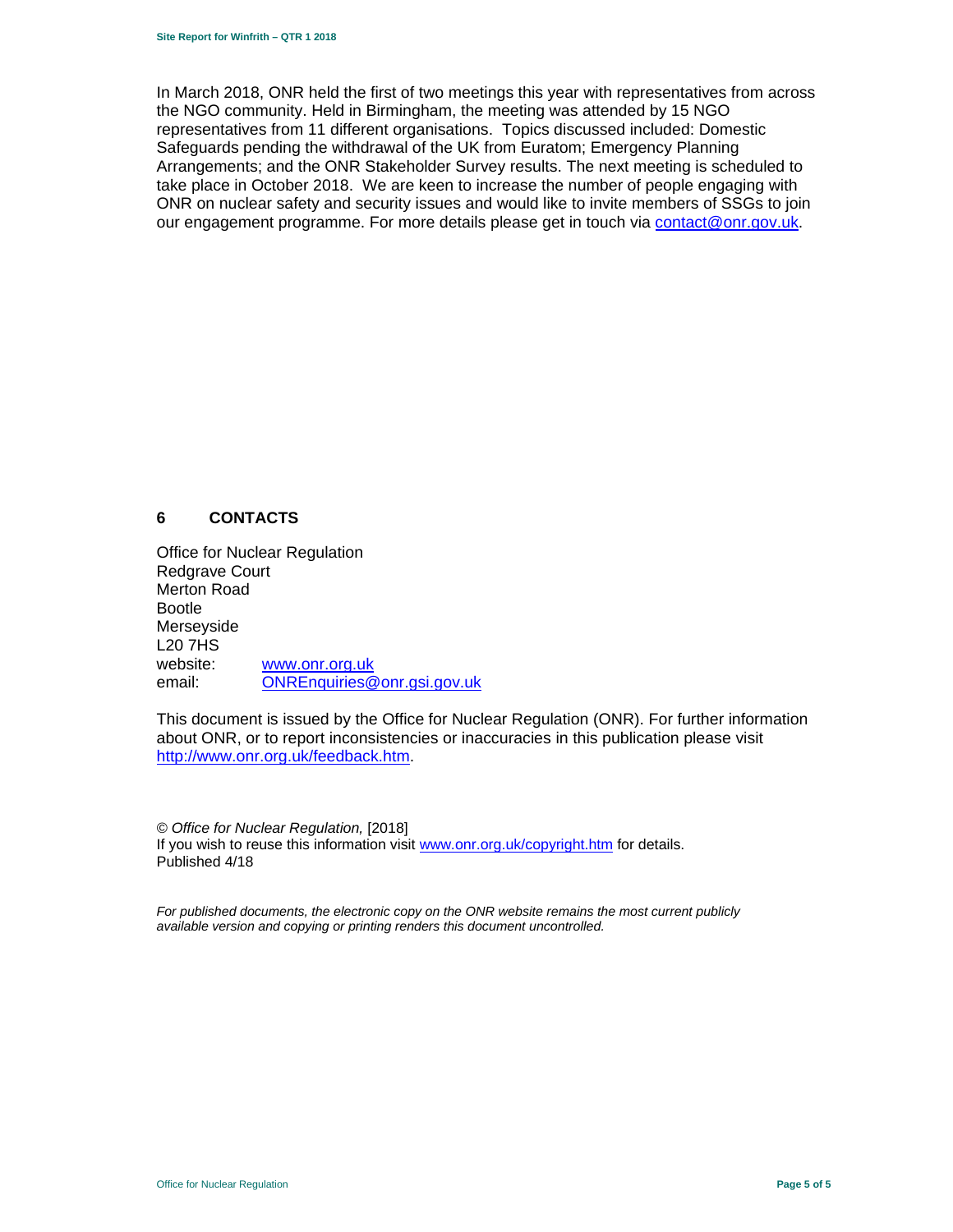In March 2018, ONR held the first of two meetings this year with representatives from across the NGO community. Held in Birmingham, the meeting was attended by 15 NGO representatives from 11 different organisations. Topics discussed included: Domestic Safeguards pending the withdrawal of the UK from Euratom; Emergency Planning Arrangements; and the ONR Stakeholder Survey results. The next meeting is scheduled to take place in October 2018. We are keen to increase the number of people engaging with ONR on nuclear safety and security issues and would like to invite members of SSGs to join our engagement programme. For more details please get in touch via contact@onr.gov.uk.

## 6 CONTACTS

Office for Nuclear Regulation
Redgrave Court
Merton Road
Bootle
Merseyside
L20 7HS
website: www.onr.org.uk
email: ONREnquiries@onr.gsi.gov.uk

This document is issued by the Office for Nuclear Regulation (ONR). For further information about ONR, or to report inconsistencies or inaccuracies in this publication please visit http://www.onr.org.uk/feedback.htm.

© *Office for Nuclear Regulation,* [2018]
If you wish to reuse this information visit www.onr.org.uk/copyright.htm for details.
Published 4/18

*For published documents, the electronic copy on the ONR website remains the most current publicly available version and copying or printing renders this document uncontrolled.*